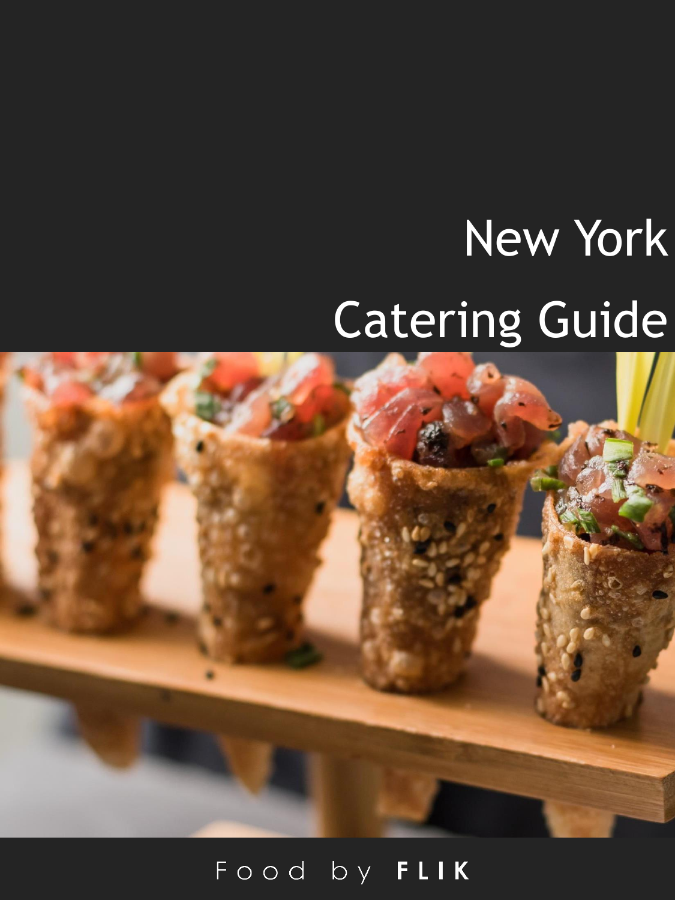# New York

# Catering Guide

Food by **FLIK**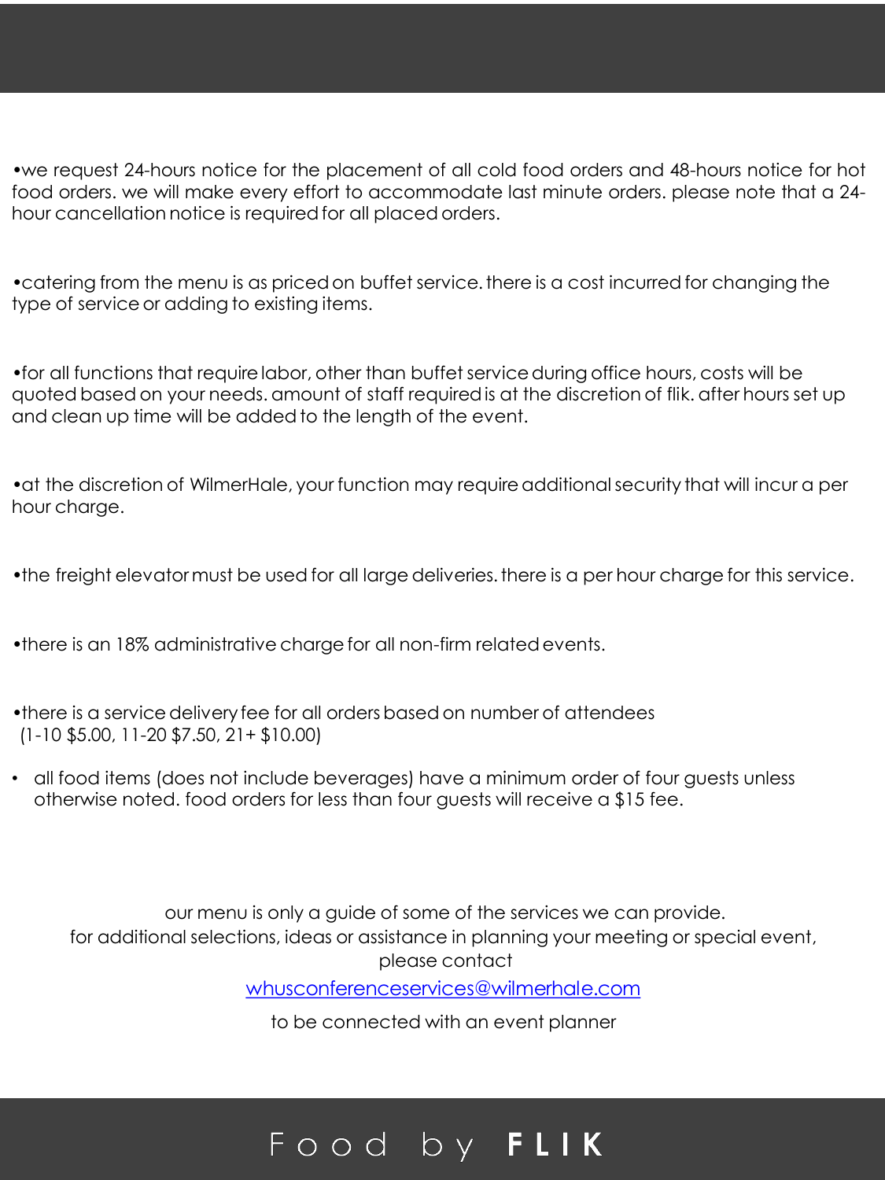- we request 24-hours notice for the placement of all cold food orders and 48-hours notice for hot food orders. we will make every effort to accommodate last minute orders. please note that a 24-hour cancellation notice is required for all placed orders.

- catering from the menu is as priced on buffet service. there is a cost incurred for changing the type of service or adding to existing items.

- for all functions that require labor, other than buffet service during office hours, costs will be quoted based on your needs. amount of staff required is at the discretion of flik. after hours set up and clean up time will be added to the length of the event.

- at the discretion of WilmerHale, your function may require additional security that will incur a per hour charge.

- the freight elevator must be used for all large deliveries. there is a per hour charge for this service.

- there is an 18% administrative charge for all non-firm related events.

- there is a service delivery fee for all orders based on number of attendees (1-10 $5.00, 11-20 $7.50, 21+ $10.00)

- all food items (does not include beverages) have a minimum order of four guests unless otherwise noted. food orders for less than four guests will receive a $15 fee.

our menu is only a guide of some of the services we can provide.
for additional selections, ideas or assistance in planning your meeting or special event, please contact

whusconferenceservices@wilmerhale.com

to be connected with an event planner

Food by **FLIK**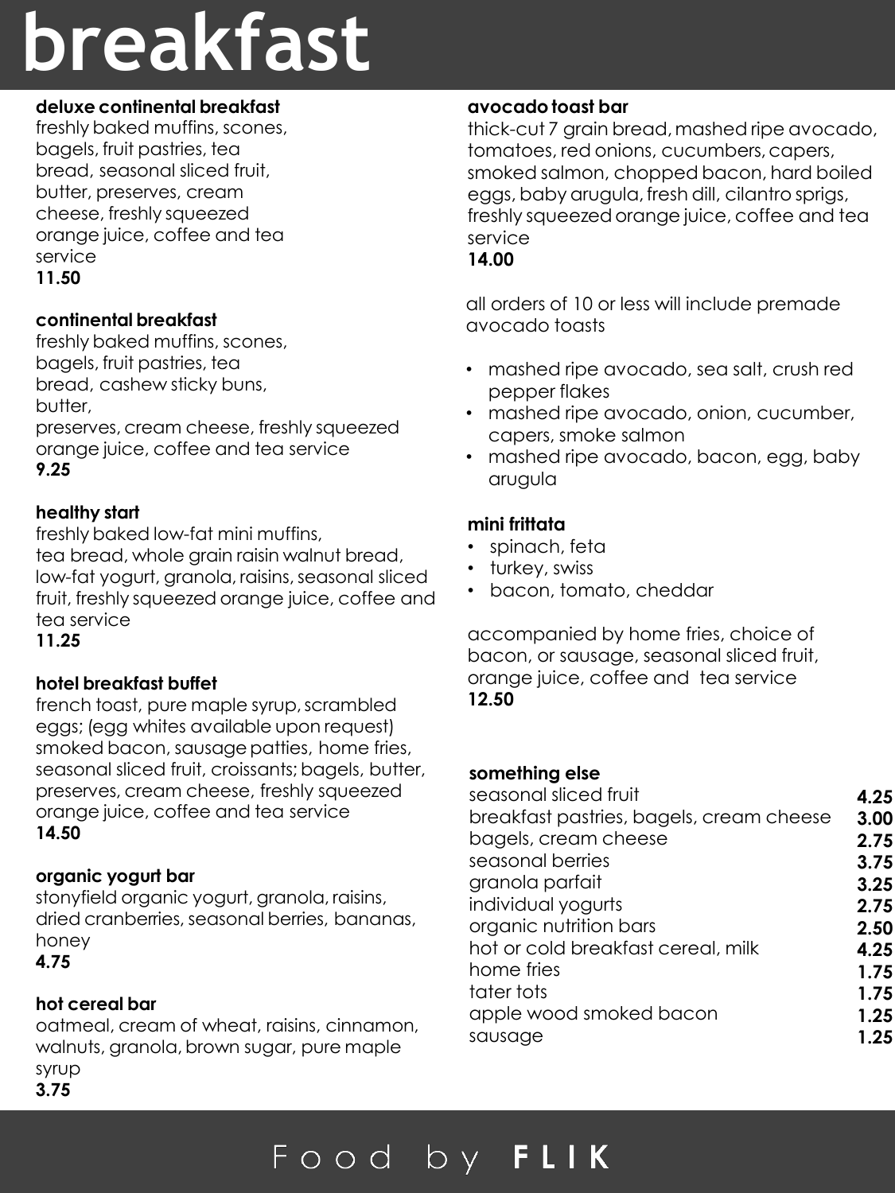# breakfast

### deluxe continental breakfast

freshly baked muffins, scones, bagels, fruit pastries, tea bread, seasonal sliced fruit, butter, preserves, cream cheese, freshly squeezed orange juice, coffee and tea service

**11.50**

### continental breakfast

freshly baked muffins, scones, bagels, fruit pastries, tea bread, cashew sticky buns, butter, preserves, cream cheese, freshly squeezed orange juice, coffee and tea service

**9.25**

### healthy start

freshly baked low-fat mini muffins, tea bread, whole grain raisin walnut bread, low-fat yogurt, granola, raisins, seasonal sliced fruit, freshly squeezed orange juice, coffee and tea service

**11.25**

### hotel breakfast buffet

french toast, pure maple syrup, scrambled eggs; (egg whites available upon request) smoked bacon, sausage patties, home fries, seasonal sliced fruit, croissants; bagels, butter, preserves, cream cheese, freshly squeezed orange juice, coffee and tea service

**14.50**

### organic yogurt bar

stonyfield organic yogurt, granola, raisins, dried cranberries, seasonal berries, bananas, honey

**4.75**

### hot cereal bar

oatmeal, cream of wheat, raisins, cinnamon, walnuts, granola, brown sugar, pure maple syrup

**3.75**

### avocado toast bar

thick-cut 7 grain bread, mashed ripe avocado, tomatoes, red onions, cucumbers, capers, smoked salmon, chopped bacon, hard boiled eggs, baby arugula, fresh dill, cilantro sprigs, freshly squeezed orange juice, coffee and tea service

**14.00**

all orders of 10 or less will include premade avocado toasts

- mashed ripe avocado, sea salt, crush red pepper flakes
- mashed ripe avocado, onion, cucumber, capers, smoke salmon
- mashed ripe avocado, bacon, egg, baby arugula

### mini frittata

- spinach, feta
- turkey, swiss
- bacon, tomato, cheddar

accompanied by home fries, choice of bacon, or sausage, seasonal sliced fruit, orange juice, coffee and tea service

**12.50**

### something else

| item | price |
|---|---|
| seasonal sliced fruit | **4.25** |
| breakfast pastries, bagels, cream cheese | **3.00** |
| bagels, cream cheese | **2.75** |
| seasonal berries | **3.75** |
| granola parfait | **3.25** |
| individual yogurts | **2.75** |
| organic nutrition bars | **2.50** |
| hot or cold breakfast cereal, milk | **4.25** |
| home fries | **1.75** |
| tater tots | **1.75** |
| apple wood smoked bacon | **1.25** |
| sausage | **1.25** |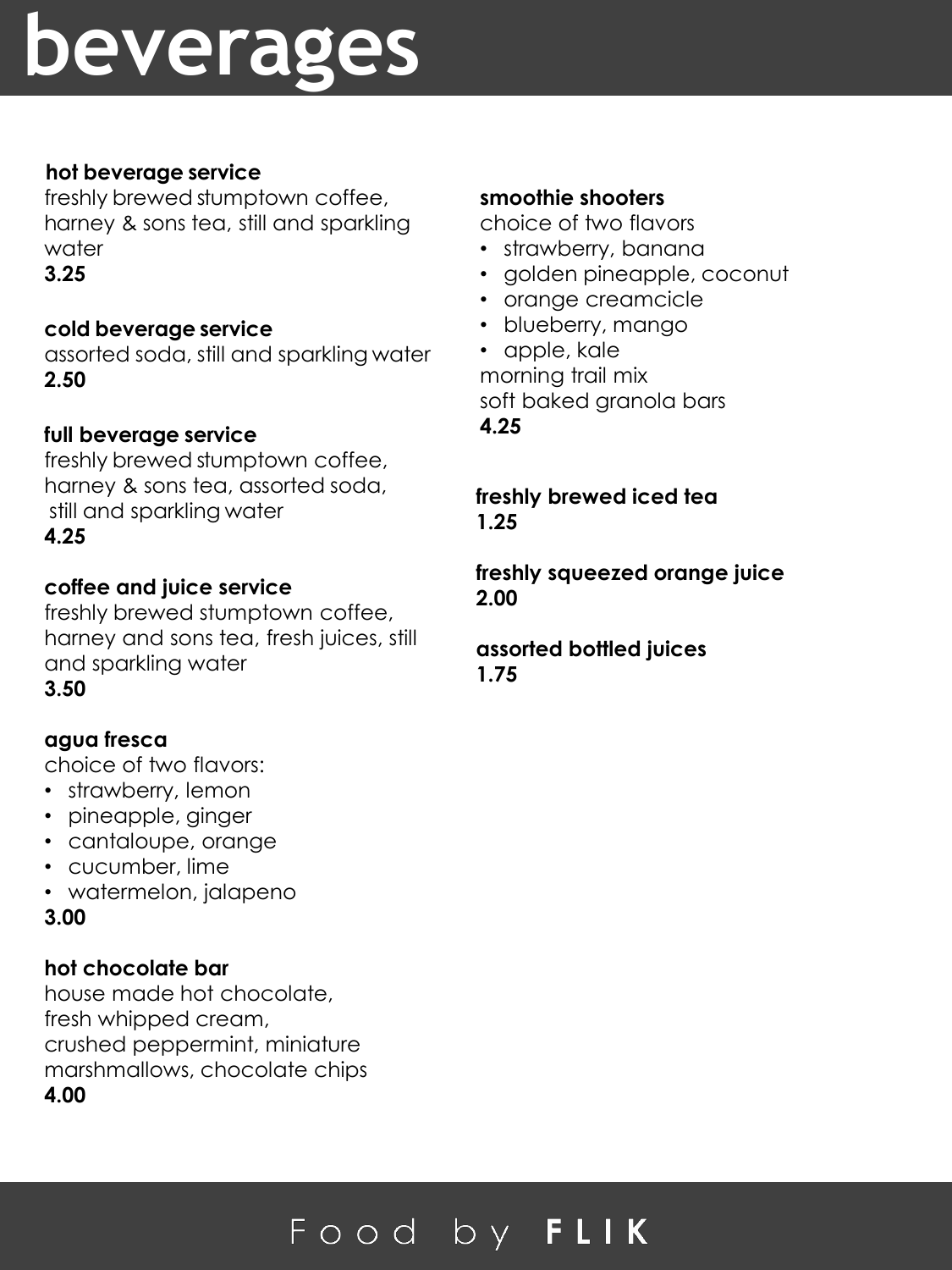# beverages

### hot beverage service

freshly brewed stumptown coffee, harney & sons tea, still and sparkling water

**3.25**

### cold beverage service

assorted soda, still and sparkling water

**2.50**

### full beverage service

freshly brewed stumptown coffee, harney & sons tea, assorted soda, still and sparkling water

**4.25**

### coffee and juice service

freshly brewed stumptown coffee, harney and sons tea, fresh juices, still and sparkling water

**3.50**

### agua fresca

choice of two flavors:

- strawberry, lemon
- pineapple, ginger
- cantaloupe, orange
- cucumber, lime
- watermelon, jalapeno

**3.00**

### hot chocolate bar

house made hot chocolate, fresh whipped cream, crushed peppermint, miniature marshmallows, chocolate chips

**4.00**

### smoothie shooters

choice of two flavors

- strawberry, banana
- golden pineapple, coconut
- orange creamcicle
- blueberry, mango
- apple, kale

morning trail mix

soft baked granola bars

**4.25**

### freshly brewed iced tea

**1.25**

### freshly squeezed orange juice

**2.00**

### assorted bottled juices

**1.75**

Food by **FLIK**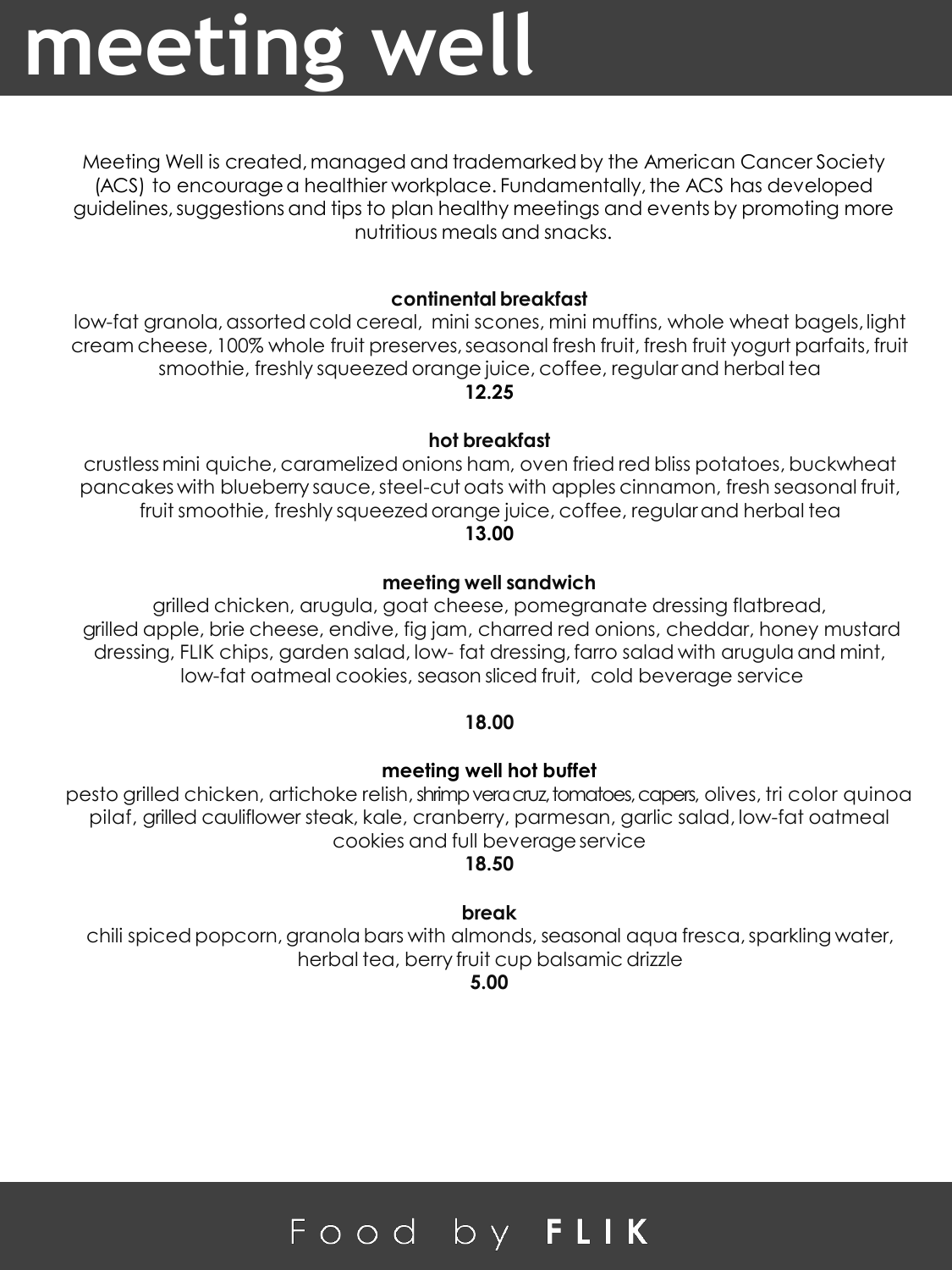# meeting well

Meeting Well is created, managed and trademarked by the American Cancer Society (ACS) to encourage a healthier workplace. Fundamentally, the ACS has developed guidelines, suggestions and tips to plan healthy meetings and events by promoting more nutritious meals and snacks.

**continental breakfast**

low-fat granola, assorted cold cereal, mini scones, mini muffins, whole wheat bagels, light cream cheese, 100% whole fruit preserves, seasonal fresh fruit, fresh fruit yogurt parfaits, fruit smoothie, freshly squeezed orange juice, coffee, regular and herbal tea

**12.25**

**hot breakfast**

crustless mini quiche, caramelized onions ham, oven fried red bliss potatoes, buckwheat pancakes with blueberry sauce, steel-cut oats with apples cinnamon, fresh seasonal fruit, fruit smoothie, freshly squeezed orange juice, coffee, regular and herbal tea

**13.00**

**meeting well sandwich**

grilled chicken, arugula, goat cheese, pomegranate dressing flatbread, grilled apple, brie cheese, endive, fig jam, charred red onions, cheddar, honey mustard dressing, FLIK chips, garden salad, low- fat dressing, farro salad with arugula and mint, low-fat oatmeal cookies, season sliced fruit, cold beverage service

**18.00**

**meeting well hot buffet**

pesto grilled chicken, artichoke relish, shrimp vera cruz, tomatoes, capers, olives, tri color quinoa pilaf, grilled cauliflower steak, kale, cranberry, parmesan, garlic salad, low-fat oatmeal cookies and full beverage service

**18.50**

**break**

chili spiced popcorn, granola bars with almonds, seasonal aqua fresca, sparkling water, herbal tea, berry fruit cup balsamic drizzle

**5.00**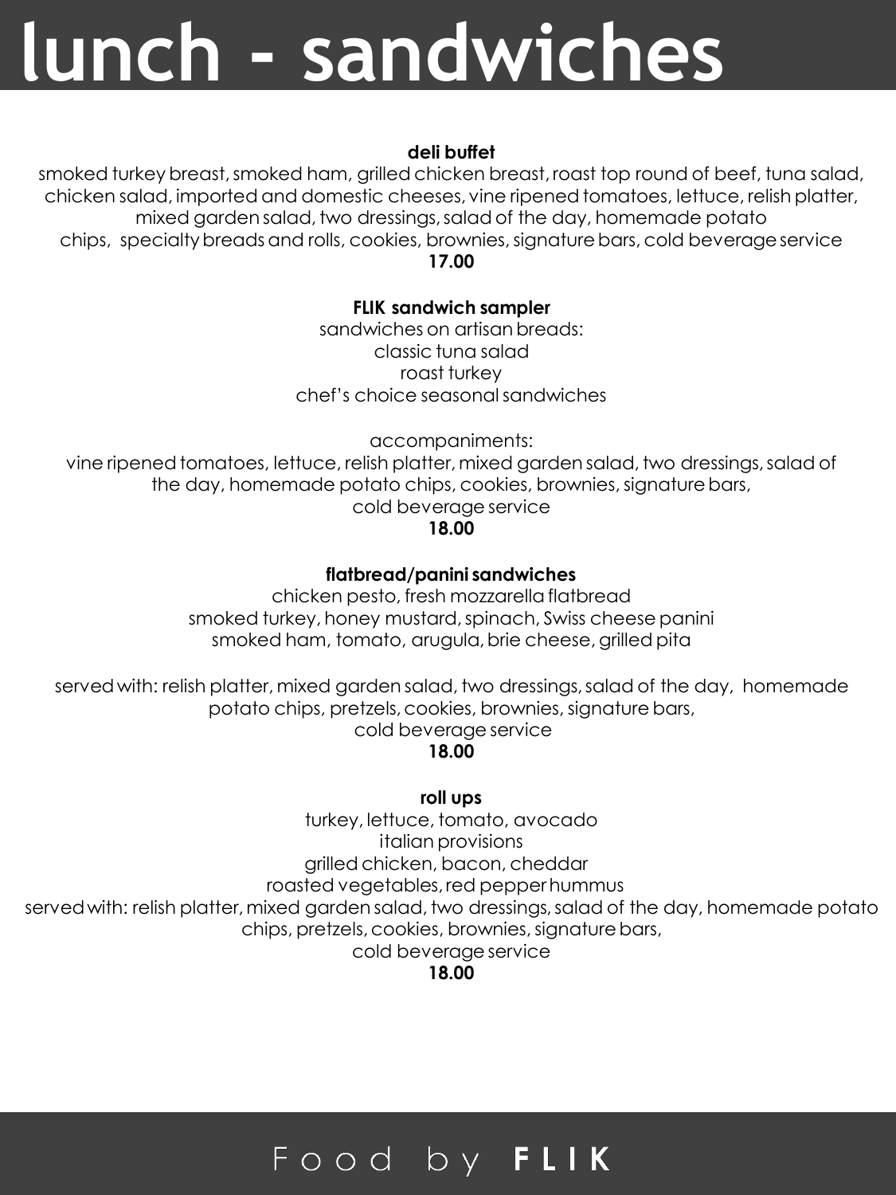# lunch - sandwiches

**deli buffet**

smoked turkey breast, smoked ham, grilled chicken breast, roast top round of beef, tuna salad, chicken salad, imported and domestic cheeses, vine ripened tomatoes, lettuce, relish platter, mixed garden salad, two dressings, salad of the day, homemade potato chips, specialty breads and rolls, cookies, brownies, signature bars, cold beverage service

**17.00**

**FLIK sandwich sampler**

sandwiches on artisan breads:
classic tuna salad
roast turkey
chef's choice seasonal sandwiches

accompaniments:
vine ripened tomatoes, lettuce, relish platter, mixed garden salad, two dressings, salad of the day, homemade potato chips, cookies, brownies, signature bars, cold beverage service

**18.00**

**flatbread/panini sandwiches**

chicken pesto, fresh mozzarella flatbread
smoked turkey, honey mustard, spinach, Swiss cheese panini
smoked ham, tomato, arugula, brie cheese, grilled pita

served with: relish platter, mixed garden salad, two dressings, salad of the day, homemade potato chips, pretzels, cookies, brownies, signature bars, cold beverage service

**18.00**

**roll ups**

turkey, lettuce, tomato, avocado
italian provisions
grilled chicken, bacon, cheddar
roasted vegetables, red pepper hummus
served with: relish platter, mixed garden salad, two dressings, salad of the day, homemade potato chips, pretzels, cookies, brownies, signature bars, cold beverage service

**18.00**

Food by **FLIK**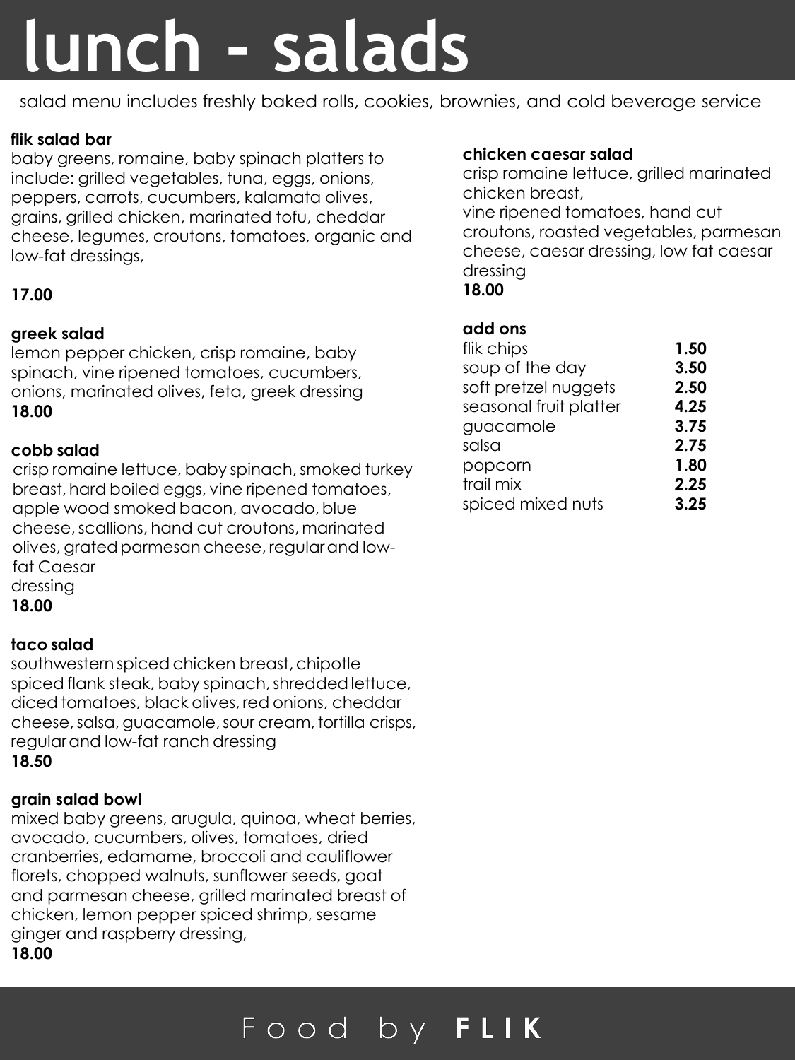# lunch - salads

salad menu includes freshly baked rolls, cookies, brownies, and cold beverage service

**flik salad bar**
baby greens, romaine, baby spinach platters to include: grilled vegetables, tuna, eggs, onions, peppers, carrots, cucumbers, kalamata olives, grains, grilled chicken, marinated tofu, cheddar cheese, legumes, croutons, tomatoes, organic and low-fat dressings,

**17.00**

**greek salad**
lemon pepper chicken, crisp romaine, baby spinach, vine ripened tomatoes, cucumbers, onions, marinated olives, feta, greek dressing
**18.00**

**cobb salad**
crisp romaine lettuce, baby spinach, smoked turkey breast, hard boiled eggs, vine ripened tomatoes, apple wood smoked bacon, avocado, blue cheese, scallions, hand cut croutons, marinated olives, grated parmesan cheese, regular and low-fat Caesar dressing
**18.00**

**taco salad**
southwestern spiced chicken breast, chipotle spiced flank steak, baby spinach, shredded lettuce, diced tomatoes, black olives, red onions, cheddar cheese, salsa, guacamole, sour cream, tortilla crisps, regular and low-fat ranch dressing
**18.50**

**grain salad bowl**
mixed baby greens, arugula, quinoa, wheat berries, avocado, cucumbers, olives, tomatoes, dried cranberries, edamame, broccoli and cauliflower florets, chopped walnuts, sunflower seeds, goat and parmesan cheese, grilled marinated breast of chicken, lemon pepper spiced shrimp, sesame ginger and raspberry dressing,
**18.00**

**chicken caesar salad**
crisp romaine lettuce, grilled marinated chicken breast,
vine ripened tomatoes, hand cut croutons, roasted vegetables, parmesan cheese, caesar dressing, low fat caesar dressing
**18.00**

**add ons**

| | |
|---|---|
| flik chips | **1.50** |
| soup of the day | **3.50** |
| soft pretzel nuggets | **2.50** |
| seasonal fruit platter | **4.25** |
| guacamole | **3.75** |
| salsa | **2.75** |
| popcorn | **1.80** |
| trail mix | **2.25** |
| spiced mixed nuts | **3.25** |

Food by **FLIK**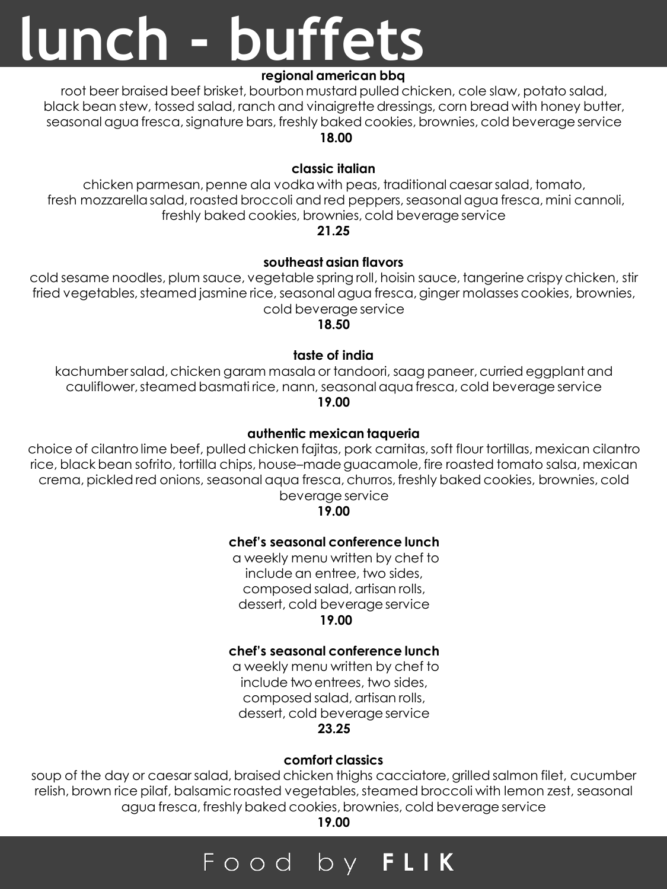# lunch - buffets

### regional american bbq

root beer braised beef brisket, bourbon mustard pulled chicken, cole slaw, potato salad, black bean stew, tossed salad, ranch and vinaigrette dressings, corn bread with honey butter, seasonal agua fresca, signature bars, freshly baked cookies, brownies, cold beverage service

**18.00**

### classic italian

chicken parmesan, penne ala vodka with peas, traditional caesar salad, tomato, fresh mozzarella salad, roasted broccoli and red peppers, seasonal agua fresca, mini cannoli, freshly baked cookies, brownies, cold beverage service

**21.25**

### southeast asian flavors

cold sesame noodles, plum sauce, vegetable spring roll, hoisin sauce, tangerine crispy chicken, stir fried vegetables, steamed jasmine rice, seasonal agua fresca, ginger molasses cookies, brownies, cold beverage service

**18.50**

### taste of india

kachumber salad, chicken garam masala or tandoori, saag paneer, curried eggplant and cauliflower, steamed basmati rice, nann, seasonal aqua fresca, cold beverage service

**19.00**

### authentic mexican taqueria

choice of cilantro lime beef, pulled chicken fajitas, pork carnitas, soft flour tortillas, mexican cilantro rice, black bean sofrito, tortilla chips, house–made guacamole, fire roasted tomato salsa, mexican crema, pickled red onions, seasonal aqua fresca, churros, freshly baked cookies, brownies, cold beverage service

**19.00**

### chef's seasonal conference lunch

a weekly menu written by chef to include an entree, two sides, composed salad, artisan rolls, dessert, cold beverage service

**19.00**

### chef's seasonal conference lunch

a weekly menu written by chef to include two entrees, two sides, composed salad, artisan rolls, dessert, cold beverage service

**23.25**

### comfort classics

soup of the day or caesar salad, braised chicken thighs cacciatore, grilled salmon filet, cucumber relish, brown rice pilaf, balsamic roasted vegetables, steamed broccoli with lemon zest, seasonal agua fresca, freshly baked cookies, brownies, cold beverage service

**19.00**

Food by **FLIK**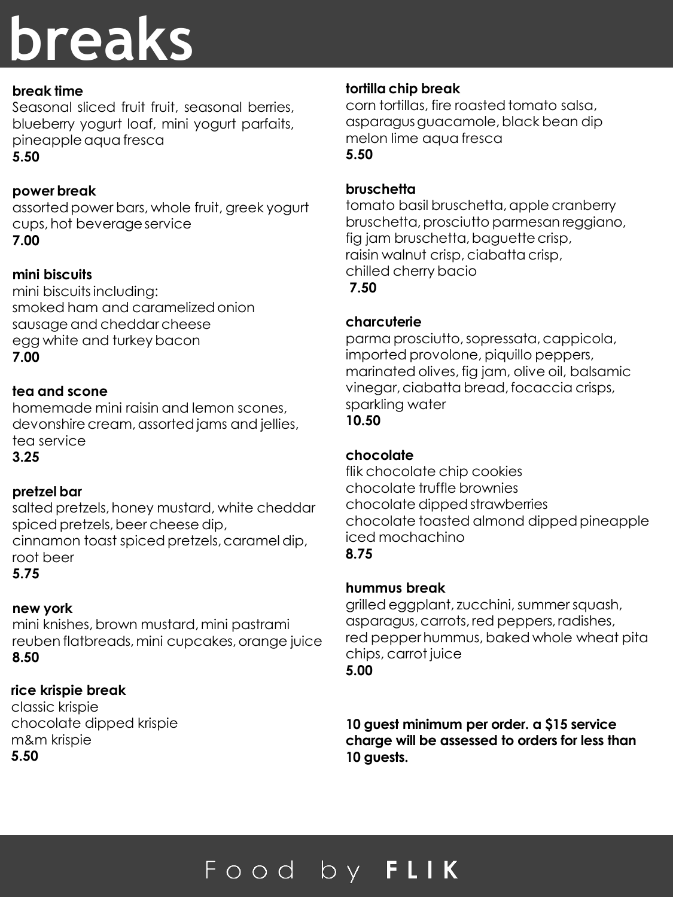# breaks

### break time

Seasonal sliced fruit fruit, seasonal berries, blueberry yogurt loaf, mini yogurt parfaits, pineapple aqua fresca

**5.50**

### power break

assorted power bars, whole fruit, greek yogurt cups, hot beverage service

**7.00**

### mini biscuits

mini biscuits including:
smoked ham and caramelized onion
sausage and cheddar cheese
egg white and turkey bacon

**7.00**

### tea and scone

homemade mini raisin and lemon scones, devonshire cream, assorted jams and jellies, tea service

**3.25**

### pretzel bar

salted pretzels, honey mustard, white cheddar spiced pretzels, beer cheese dip, cinnamon toast spiced pretzels, caramel dip, root beer

**5.75**

### new york

mini knishes, brown mustard, mini pastrami reuben flatbreads, mini cupcakes, orange juice

**8.50**

### rice krispie break

classic krispie
chocolate dipped krispie
m&m krispie

**5.50**

### tortilla chip break

corn tortillas, fire roasted tomato salsa, asparagus guacamole, black bean dip
melon lime aqua fresca

**5.50**

### bruschetta

tomato basil bruschetta, apple cranberry bruschetta, prosciutto parmesan reggiano, fig jam bruschetta, baguette crisp, raisin walnut crisp, ciabatta crisp, chilled cherry bacio

**7.50**

### charcuterie

parma prosciutto, sopressata, cappicola, imported provolone, piquillo peppers, marinated olives, fig jam, olive oil, balsamic vinegar, ciabatta bread, focaccia crisps, sparkling water

**10.50**

### chocolate

flik chocolate chip cookies
chocolate truffle brownies
chocolate dipped strawberries
chocolate toasted almond dipped pineapple
iced mochachino

**8.75**

### hummus break

grilled eggplant, zucchini, summer squash, asparagus, carrots, red peppers, radishes, red pepper hummus, baked whole wheat pita chips, carrot juice

**5.00**

**10 guest minimum per order. a $15 service charge will be assessed to orders for less than 10 guests.**

Food by **FLIK**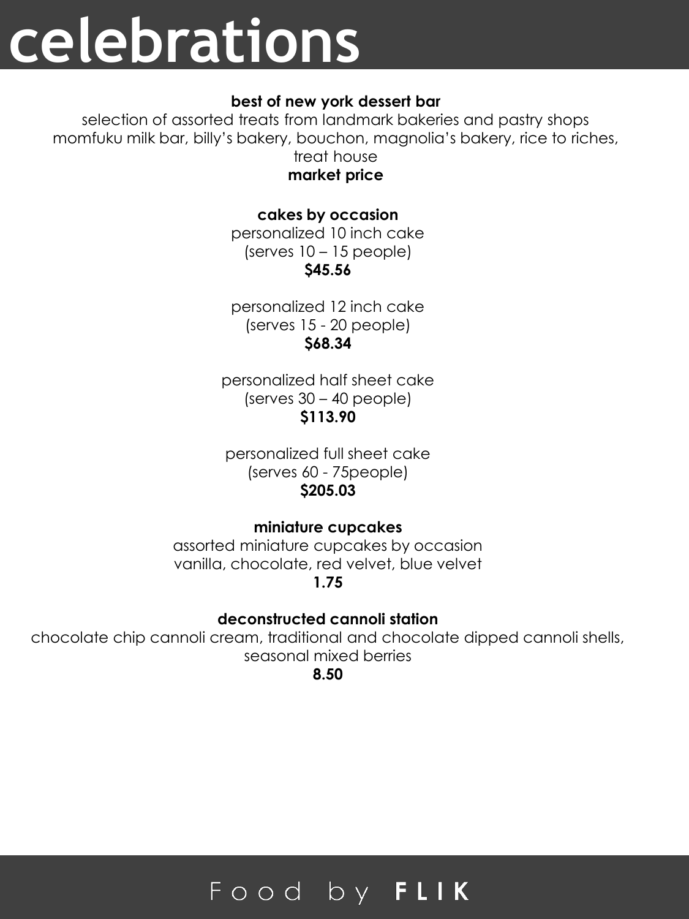# celebrations

**best of new york dessert bar**

selection of assorted treats from landmark bakeries and pastry shops
momfuku milk bar, billy's bakery, bouchon, magnolia's bakery, rice to riches, treat house

**market price**

**cakes by occasion**

personalized 10 inch cake
(serves 10 – 15 people)

**$45.56**

personalized 12 inch cake
(serves 15 - 20 people)

**$68.34**

personalized half sheet cake
(serves 30 – 40 people)

**$113.90**

personalized full sheet cake
(serves 60 - 75people)

**$205.03**

**miniature cupcakes**

assorted miniature cupcakes by occasion
vanilla, chocolate, red velvet, blue velvet

**1.75**

**deconstructed cannoli station**

chocolate chip cannoli cream, traditional and chocolate dipped cannoli shells, seasonal mixed berries

**8.50**

Food by **FLIK**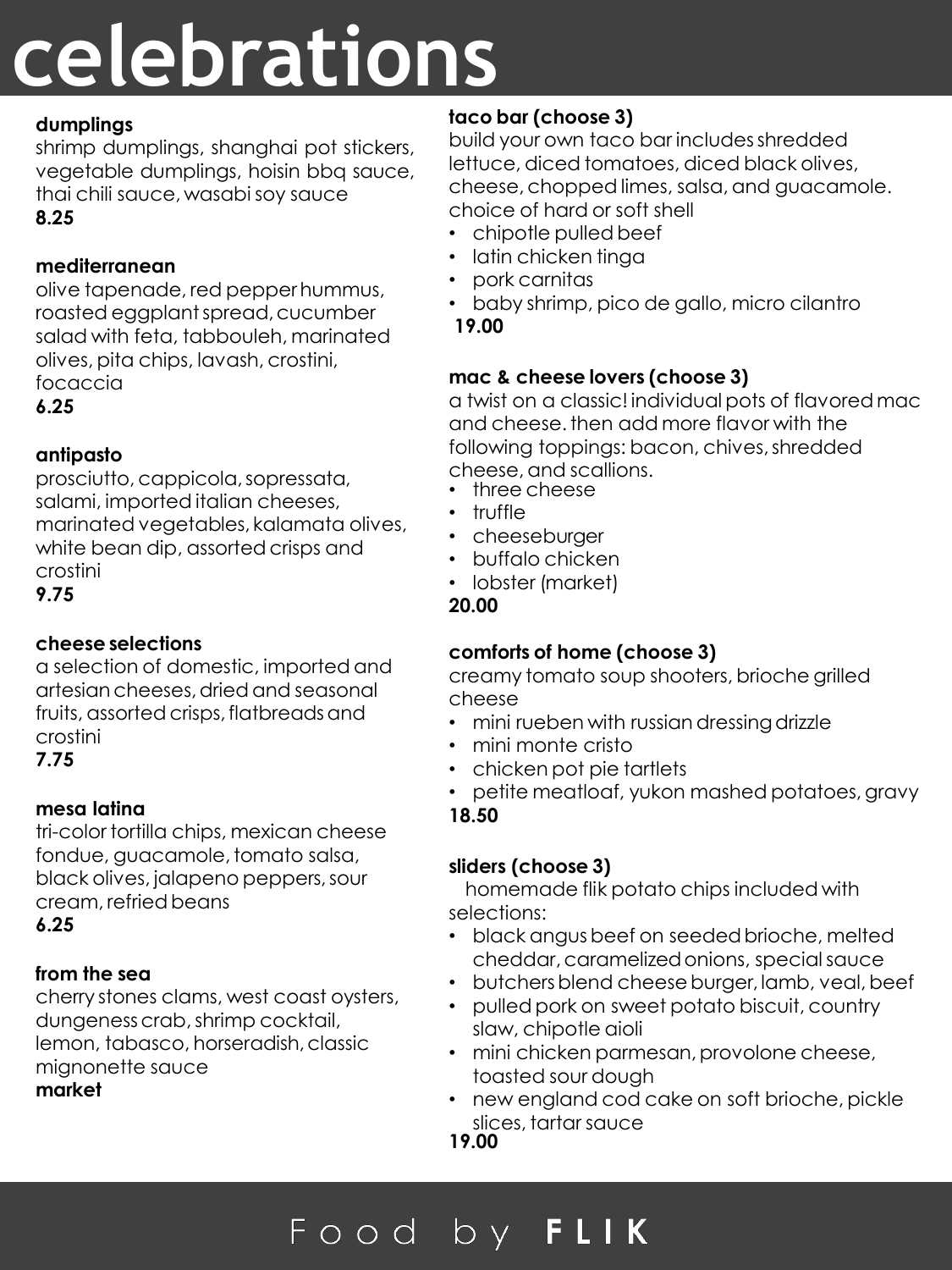# celebrations

### dumplings

shrimp dumplings, shanghai pot stickers, vegetable dumplings, hoisin bbq sauce, thai chili sauce, wasabi soy sauce

**8.25**

### mediterranean

olive tapenade, red pepper hummus, roasted eggplant spread, cucumber salad with feta, tabbouleh, marinated olives, pita chips, lavash, crostini, focaccia

**6.25**

### antipasto

prosciutto, cappicola, sopressata, salami, imported italian cheeses, marinated vegetables, kalamata olives, white bean dip, assorted crisps and crostini

**9.75**

### cheese selections

a selection of domestic, imported and artesian cheeses, dried and seasonal fruits, assorted crisps, flatbreads and crostini

**7.75**

### mesa latina

tri-color tortilla chips, mexican cheese fondue, guacamole, tomato salsa, black olives, jalapeno peppers, sour cream, refried beans

**6.25**

### from the sea

cherry stones clams, west coast oysters, dungeness crab, shrimp cocktail, lemon, tabasco, horseradish, classic mignonette sauce

**market**

### taco bar (choose 3)

build your own taco bar includes shredded lettuce, diced tomatoes, diced black olives, cheese, chopped limes, salsa, and guacamole. choice of hard or soft shell

- chipotle pulled beef
- latin chicken tinga
- pork carnitas
- baby shrimp, pico de gallo, micro cilantro

**19.00**

### mac & cheese lovers (choose 3)

a twist on a classic! individual pots of flavored mac and cheese. then add more flavor with the following toppings: bacon, chives, shredded cheese, and scallions.

- three cheese
- truffle
- cheeseburger
- buffalo chicken
- lobster (market)

**20.00**

### comforts of home (choose 3)

creamy tomato soup shooters, brioche grilled cheese

- mini rueben with russian dressing drizzle
- mini monte cristo
- chicken pot pie tartlets
- petite meatloaf, yukon mashed potatoes, gravy

**18.50**

### sliders (choose 3)

homemade flik potato chips included with selections:

- black angus beef on seeded brioche, melted cheddar, caramelized onions, special sauce
- butchers blend cheese burger, lamb, veal, beef
- pulled pork on sweet potato biscuit, country slaw, chipotle aioli
- mini chicken parmesan, provolone cheese, toasted sour dough
- new england cod cake on soft brioche, pickle slices, tartar sauce

**19.00**

Food by **FLIK**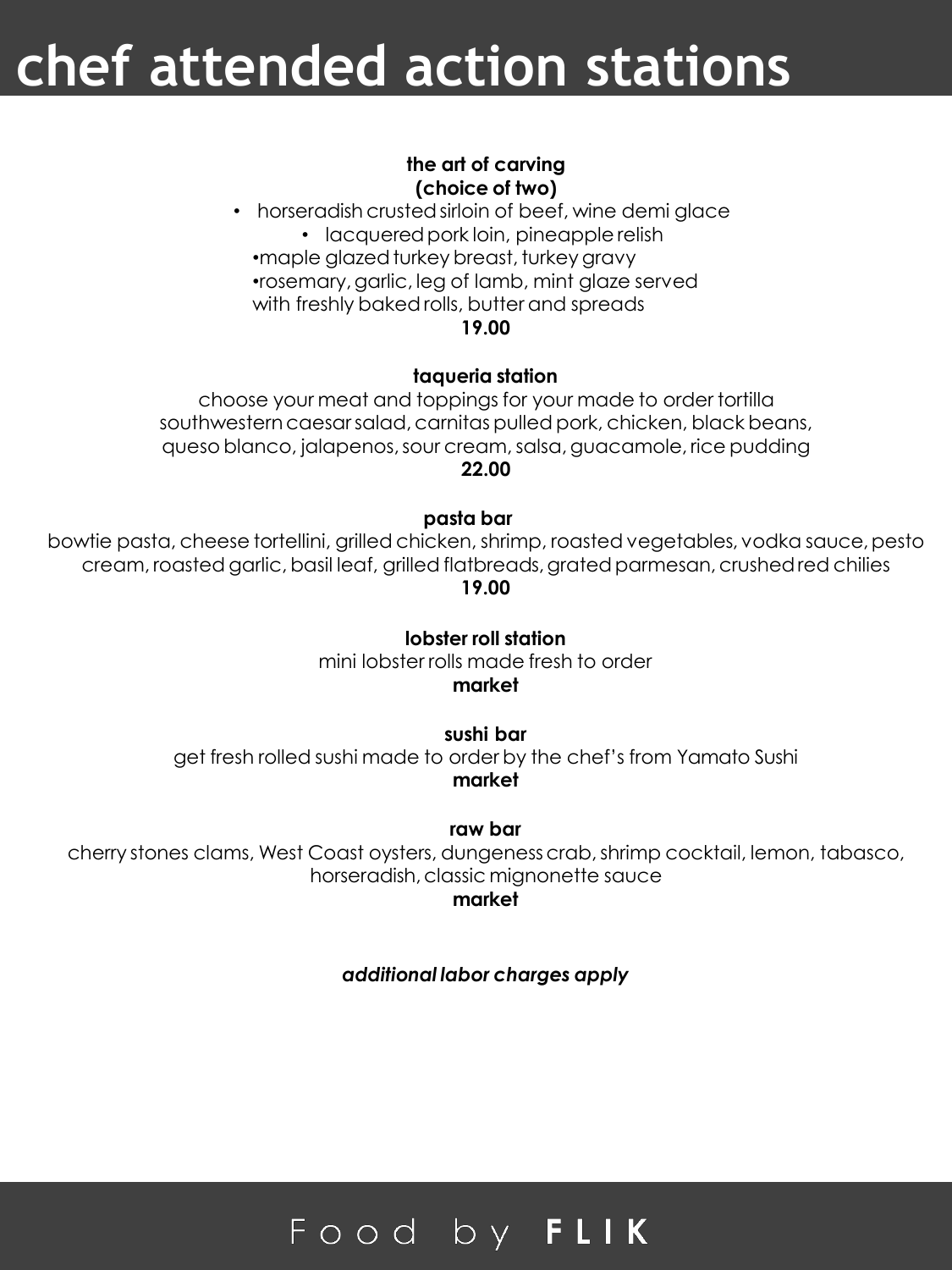# chef attended action stations

**the art of carving**
**(choice of two)**

- horseradish crusted sirloin of beef, wine demi glace
- lacquered pork loin, pineapple relish
- maple glazed turkey breast, turkey gravy
- rosemary, garlic, leg of lamb, mint glaze served with freshly baked rolls, butter and spreads

**19.00**

**taqueria station**

choose your meat and toppings for your made to order tortilla
southwestern caesar salad, carnitas pulled pork, chicken, black beans, queso blanco, jalapenos, sour cream, salsa, guacamole, rice pudding

**22.00**

**pasta bar**

bowtie pasta, cheese tortellini, grilled chicken, shrimp, roasted vegetables, vodka sauce, pesto cream, roasted garlic, basil leaf, grilled flatbreads, grated parmesan, crushed red chilies

**19.00**

**lobster roll station**

mini lobster rolls made fresh to order

**market**

**sushi bar**

get fresh rolled sushi made to order by the chef's from Yamato Sushi

**market**

**raw bar**

cherry stones clams, West Coast oysters, dungeness crab, shrimp cocktail, lemon, tabasco, horseradish, classic mignonette sauce

**market**

***additional labor charges apply***

Food by **FLIK**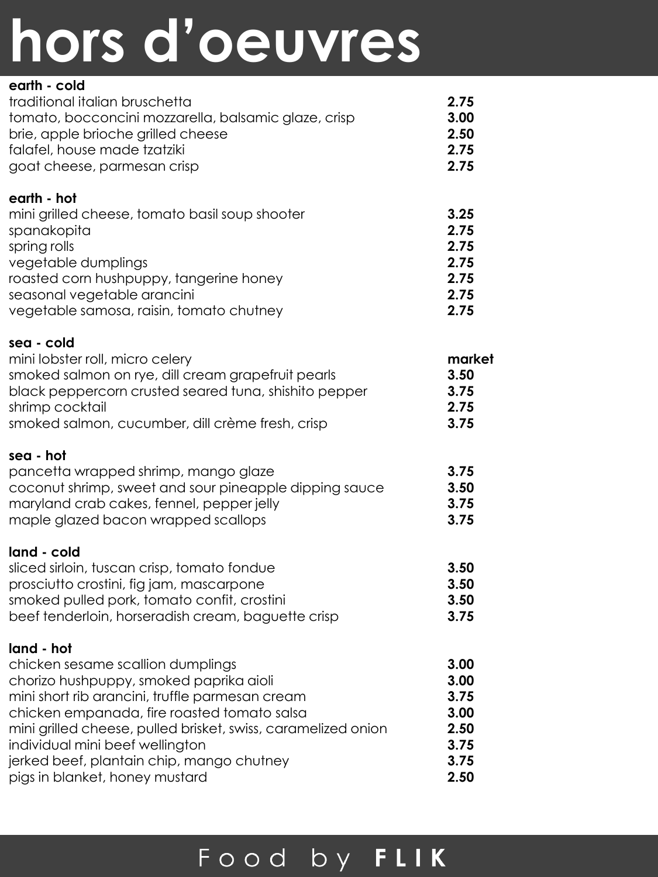# hors d'oeuvres

**earth - cold**

| | |
|---|---|
| traditional italian bruschetta | **2.75** |
| tomato, bocconcini mozzarella, balsamic glaze, crisp | **3.00** |
| brie, apple brioche grilled cheese | **2.50** |
| falafel, house made tzatziki | **2.75** |
| goat cheese, parmesan crisp | **2.75** |

**earth - hot**

| | |
|---|---|
| mini grilled cheese, tomato basil soup shooter | **3.25** |
| spanakopita | **2.75** |
| spring rolls | **2.75** |
| vegetable dumplings | **2.75** |
| roasted corn hushpuppy, tangerine honey | **2.75** |
| seasonal vegetable arancini | **2.75** |
| vegetable samosa, raisin, tomato chutney | **2.75** |

**sea - cold**

| | |
|---|---|
| mini lobster roll, micro celery | **market** |
| smoked salmon on rye, dill cream grapefruit pearls | **3.50** |
| black peppercorn crusted seared tuna, shishito pepper | **3.75** |
| shrimp cocktail | **2.75** |
| smoked salmon, cucumber, dill crème fresh, crisp | **3.75** |

**sea - hot**

| | |
|---|---|
| pancetta wrapped shrimp, mango glaze | **3.75** |
| coconut shrimp, sweet and sour pineapple dipping sauce | **3.50** |
| maryland crab cakes, fennel, pepper jelly | **3.75** |
| maple glazed bacon wrapped scallops | **3.75** |

**land - cold**

| | |
|---|---|
| sliced sirloin, tuscan crisp, tomato fondue | **3.50** |
| prosciutto crostini, fig jam, mascarpone | **3.50** |
| smoked pulled pork, tomato confit, crostini | **3.50** |
| beef tenderloin, horseradish cream, baguette crisp | **3.75** |

**land - hot**

| | |
|---|---|
| chicken sesame scallion dumplings | **3.00** |
| chorizo hushpuppy, smoked paprika aioli | **3.00** |
| mini short rib arancini, truffle parmesan cream | **3.75** |
| chicken empanada, fire roasted tomato salsa | **3.00** |
| mini grilled cheese, pulled brisket, swiss, caramelized onion | **2.50** |
| individual mini beef wellington | **3.75** |
| jerked beef, plantain chip, mango chutney | **3.75** |
| pigs in blanket, honey mustard | **2.50** |

Food by **FLIK**